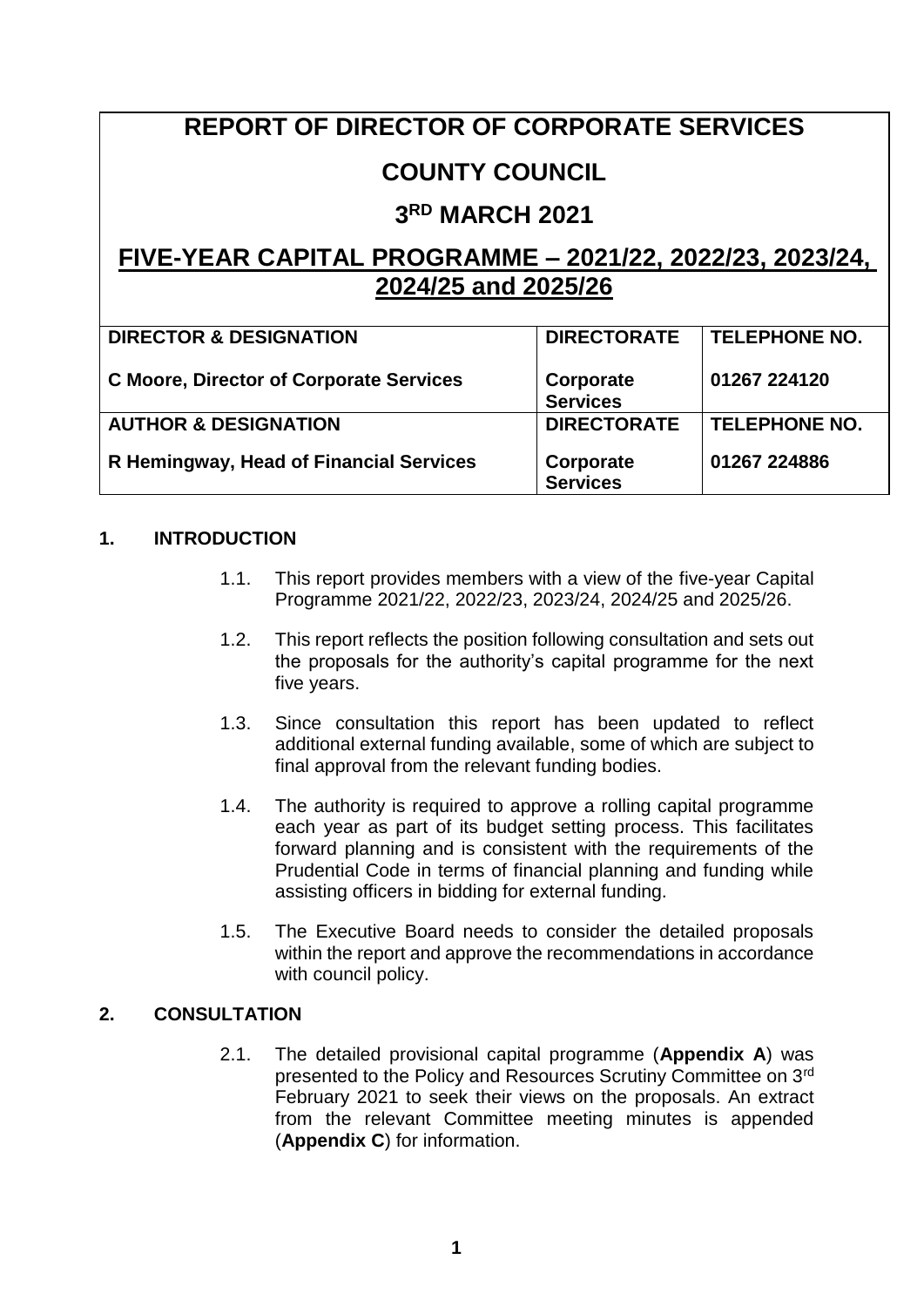# REPORT OF DIRECTOR OF CORPORATE SERVICES

## COUNTY COUNCIL

## 3RD MARCH 2021

## FIVE-YEAR CAPITAL PROGRAMME – 2021/22, 2022/23, 2023/24, 2024/25 and 2025/26

| DIRECTOR & DESIGNATION | DIRECTORATE | TELEPHONE NO. |
|---|---|---|
| **C Moore, Director of Corporate Services** | **Corporate Services** | **01267 224120** |
| **AUTHOR & DESIGNATION** | **DIRECTORATE** | **TELEPHONE NO.** |
| **R Hemingway, Head of Financial Services** | **Corporate Services** | **01267 224886** |

### 1. INTRODUCTION

1.1. This report provides members with a view of the five-year Capital Programme 2021/22, 2022/23, 2023/24, 2024/25 and 2025/26.

1.2. This report reflects the position following consultation and sets out the proposals for the authority's capital programme for the next five years.

1.3. Since consultation this report has been updated to reflect additional external funding available, some of which are subject to final approval from the relevant funding bodies.

1.4. The authority is required to approve a rolling capital programme each year as part of its budget setting process. This facilitates forward planning and is consistent with the requirements of the Prudential Code in terms of financial planning and funding while assisting officers in bidding for external funding.

1.5. The Executive Board needs to consider the detailed proposals within the report and approve the recommendations in accordance with council policy.

### 2. CONSULTATION

2.1. The detailed provisional capital programme (**Appendix A**) was presented to the Policy and Resources Scrutiny Committee on 3rd February 2021 to seek their views on the proposals. An extract from the relevant Committee meeting minutes is appended (**Appendix C**) for information.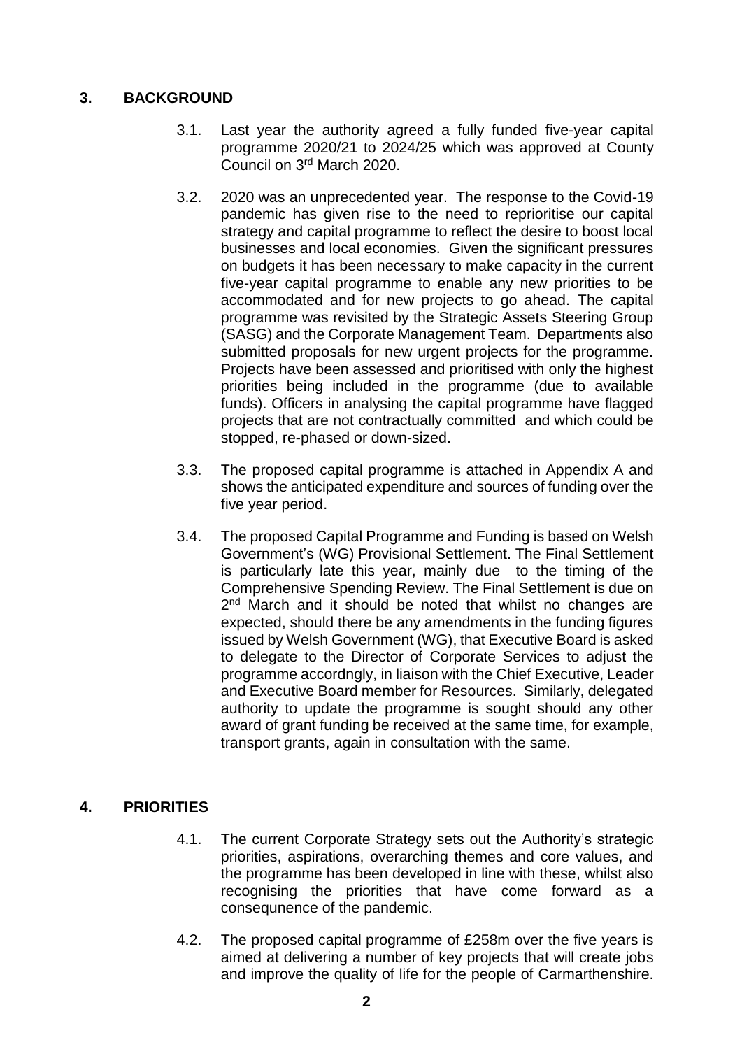## 3. BACKGROUND

3.1. Last year the authority agreed a fully funded five-year capital programme 2020/21 to 2024/25 which was approved at County Council on 3rd March 2020.

3.2. 2020 was an unprecedented year. The response to the Covid-19 pandemic has given rise to the need to reprioritise our capital strategy and capital programme to reflect the desire to boost local businesses and local economies. Given the significant pressures on budgets it has been necessary to make capacity in the current five-year capital programme to enable any new priorities to be accommodated and for new projects to go ahead. The capital programme was revisited by the Strategic Assets Steering Group (SASG) and the Corporate Management Team. Departments also submitted proposals for new urgent projects for the programme. Projects have been assessed and prioritised with only the highest priorities being included in the programme (due to available funds). Officers in analysing the capital programme have flagged projects that are not contractually committed and which could be stopped, re-phased or down-sized.

3.3. The proposed capital programme is attached in Appendix A and shows the anticipated expenditure and sources of funding over the five year period.

3.4. The proposed Capital Programme and Funding is based on Welsh Government's (WG) Provisional Settlement. The Final Settlement is particularly late this year, mainly due to the timing of the Comprehensive Spending Review. The Final Settlement is due on 2nd March and it should be noted that whilst no changes are expected, should there be any amendments in the funding figures issued by Welsh Government (WG), that Executive Board is asked to delegate to the Director of Corporate Services to adjust the programme accordngly, in liaison with the Chief Executive, Leader and Executive Board member for Resources. Similarly, delegated authority to update the programme is sought should any other award of grant funding be received at the same time, for example, transport grants, again in consultation with the same.

## 4. PRIORITIES

4.1. The current Corporate Strategy sets out the Authority's strategic priorities, aspirations, overarching themes and core values, and the programme has been developed in line with these, whilst also recognising the priorities that have come forward as a consequnence of the pandemic.

4.2. The proposed capital programme of £258m over the five years is aimed at delivering a number of key projects that will create jobs and improve the quality of life for the people of Carmarthenshire.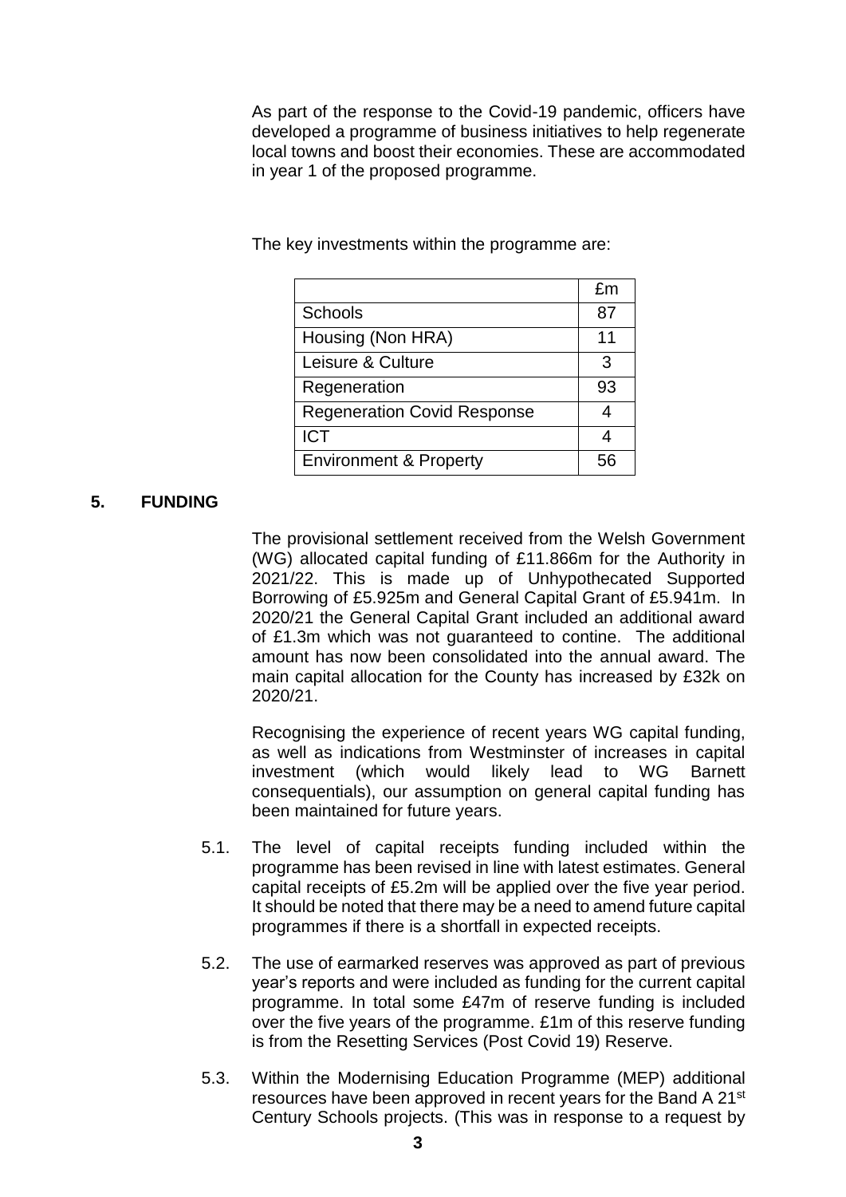As part of the response to the Covid-19 pandemic, officers have developed a programme of business initiatives to help regenerate local towns and boost their economies. These are accommodated in year 1 of the proposed programme.

The key investments within the programme are:

| | £m |
|---|---|
| Schools | 87 |
| Housing (Non HRA) | 11 |
| Leisure & Culture | 3 |
| Regeneration | 93 |
| Regeneration Covid Response | 4 |
| ICT | 4 |
| Environment & Property | 56 |

## 5. FUNDING

The provisional settlement received from the Welsh Government (WG) allocated capital funding of £11.866m for the Authority in 2021/22. This is made up of Unhypothecated Supported Borrowing of £5.925m and General Capital Grant of £5.941m. In 2020/21 the General Capital Grant included an additional award of £1.3m which was not guaranteed to contine. The additional amount has now been consolidated into the annual award. The main capital allocation for the County has increased by £32k on 2020/21.

Recognising the experience of recent years WG capital funding, as well as indications from Westminster of increases in capital investment (which would likely lead to WG Barnett consequentials), our assumption on general capital funding has been maintained for future years.

5.1. The level of capital receipts funding included within the programme has been revised in line with latest estimates. General capital receipts of £5.2m will be applied over the five year period. It should be noted that there may be a need to amend future capital programmes if there is a shortfall in expected receipts.

5.2. The use of earmarked reserves was approved as part of previous year's reports and were included as funding for the current capital programme. In total some £47m of reserve funding is included over the five years of the programme. £1m of this reserve funding is from the Resetting Services (Post Covid 19) Reserve.

5.3. Within the Modernising Education Programme (MEP) additional resources have been approved in recent years for the Band A 21st Century Schools projects. (This was in response to a request by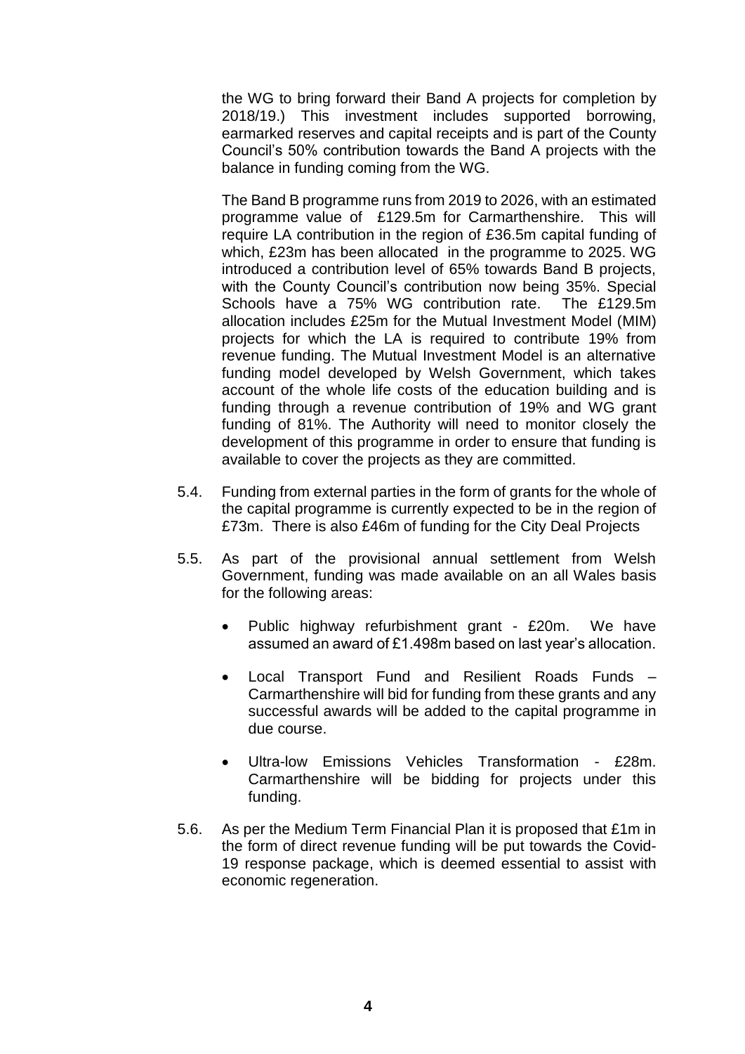the WG to bring forward their Band A projects for completion by 2018/19.) This investment includes supported borrowing, earmarked reserves and capital receipts and is part of the County Council's 50% contribution towards the Band A projects with the balance in funding coming from the WG.

The Band B programme runs from 2019 to 2026, with an estimated programme value of £129.5m for Carmarthenshire. This will require LA contribution in the region of £36.5m capital funding of which, £23m has been allocated in the programme to 2025. WG introduced a contribution level of 65% towards Band B projects, with the County Council's contribution now being 35%. Special Schools have a 75% WG contribution rate. The £129.5m allocation includes £25m for the Mutual Investment Model (MIM) projects for which the LA is required to contribute 19% from revenue funding. The Mutual Investment Model is an alternative funding model developed by Welsh Government, which takes account of the whole life costs of the education building and is funding through a revenue contribution of 19% and WG grant funding of 81%. The Authority will need to monitor closely the development of this programme in order to ensure that funding is available to cover the projects as they are committed.

5.4. Funding from external parties in the form of grants for the whole of the capital programme is currently expected to be in the region of £73m. There is also £46m of funding for the City Deal Projects

5.5. As part of the provisional annual settlement from Welsh Government, funding was made available on an all Wales basis for the following areas:

- Public highway refurbishment grant - £20m. We have assumed an award of £1.498m based on last year's allocation.
- Local Transport Fund and Resilient Roads Funds – Carmarthenshire will bid for funding from these grants and any successful awards will be added to the capital programme in due course.
- Ultra-low Emissions Vehicles Transformation - £28m. Carmarthenshire will be bidding for projects under this funding.

5.6. As per the Medium Term Financial Plan it is proposed that £1m in the form of direct revenue funding will be put towards the Covid-19 response package, which is deemed essential to assist with economic regeneration.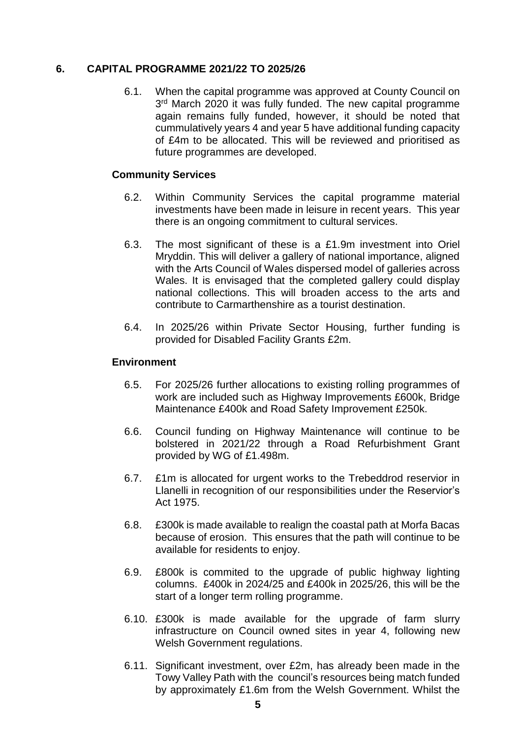## 6. CAPITAL PROGRAMME 2021/22 TO 2025/26

6.1. When the capital programme was approved at County Council on 3rd March 2020 it was fully funded. The new capital programme again remains fully funded, however, it should be noted that cummulatively years 4 and year 5 have additional funding capacity of £4m to be allocated. This will be reviewed and prioritised as future programmes are developed.

### Community Services

6.2. Within Community Services the capital programme material investments have been made in leisure in recent years. This year there is an ongoing commitment to cultural services.

6.3. The most significant of these is a £1.9m investment into Oriel Mryddin. This will deliver a gallery of national importance, aligned with the Arts Council of Wales dispersed model of galleries across Wales. It is envisaged that the completed gallery could display national collections. This will broaden access to the arts and contribute to Carmarthenshire as a tourist destination.

6.4. In 2025/26 within Private Sector Housing, further funding is provided for Disabled Facility Grants £2m.

### Environment

6.5. For 2025/26 further allocations to existing rolling programmes of work are included such as Highway Improvements £600k, Bridge Maintenance £400k and Road Safety Improvement £250k.

6.6. Council funding on Highway Maintenance will continue to be bolstered in 2021/22 through a Road Refurbishment Grant provided by WG of £1.498m.

6.7. £1m is allocated for urgent works to the Trebeddrod reservior in Llanelli in recognition of our responsibilities under the Reservior's Act 1975.

6.8. £300k is made available to realign the coastal path at Morfa Bacas because of erosion. This ensures that the path will continue to be available for residents to enjoy.

6.9. £800k is commited to the upgrade of public highway lighting columns. £400k in 2024/25 and £400k in 2025/26, this will be the start of a longer term rolling programme.

6.10. £300k is made available for the upgrade of farm slurry infrastructure on Council owned sites in year 4, following new Welsh Government regulations.

6.11. Significant investment, over £2m, has already been made in the Towy Valley Path with the council's resources being match funded by approximately £1.6m from the Welsh Government. Whilst the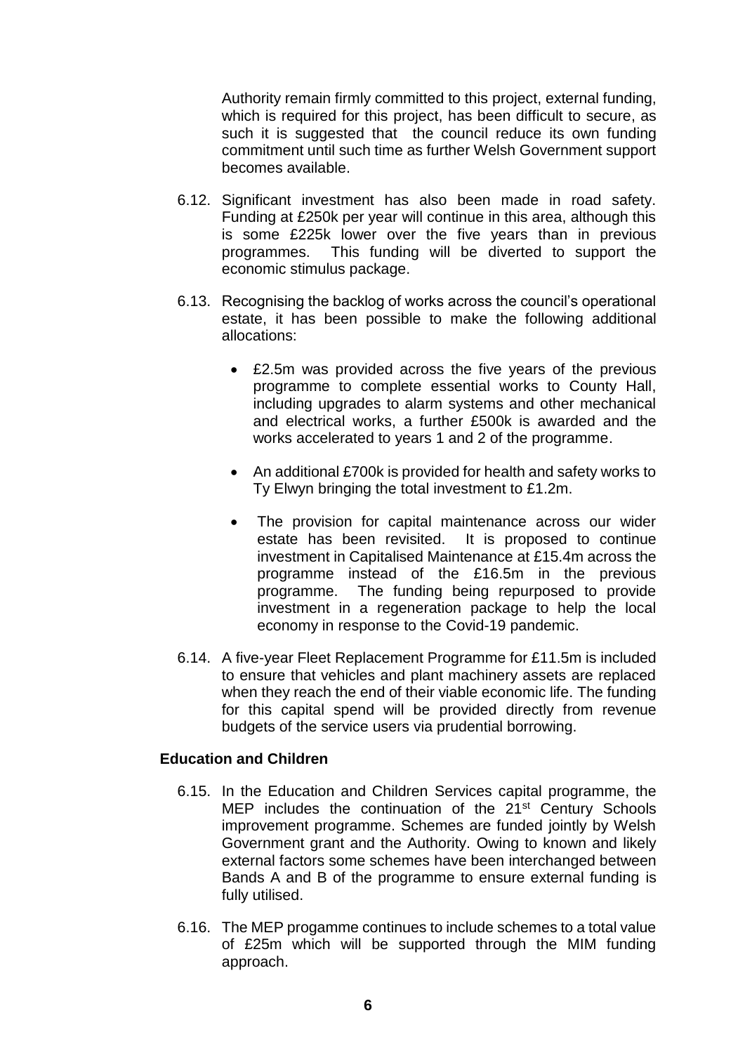Authority remain firmly committed to this project, external funding, which is required for this project, has been difficult to secure, as such it is suggested that the council reduce its own funding commitment until such time as further Welsh Government support becomes available.

6.12. Significant investment has also been made in road safety. Funding at £250k per year will continue in this area, although this is some £225k lower over the five years than in previous programmes. This funding will be diverted to support the economic stimulus package.

6.13. Recognising the backlog of works across the council's operational estate, it has been possible to make the following additional allocations:

- £2.5m was provided across the five years of the previous programme to complete essential works to County Hall, including upgrades to alarm systems and other mechanical and electrical works, a further £500k is awarded and the works accelerated to years 1 and 2 of the programme.
- An additional £700k is provided for health and safety works to Ty Elwyn bringing the total investment to £1.2m.
- The provision for capital maintenance across our wider estate has been revisited. It is proposed to continue investment in Capitalised Maintenance at £15.4m across the programme instead of the £16.5m in the previous programme. The funding being repurposed to provide investment in a regeneration package to help the local economy in response to the Covid-19 pandemic.

6.14. A five-year Fleet Replacement Programme for £11.5m is included to ensure that vehicles and plant machinery assets are replaced when they reach the end of their viable economic life. The funding for this capital spend will be provided directly from revenue budgets of the service users via prudential borrowing.

**Education and Children**

6.15. In the Education and Children Services capital programme, the MEP includes the continuation of the 21st Century Schools improvement programme. Schemes are funded jointly by Welsh Government grant and the Authority. Owing to known and likely external factors some schemes have been interchanged between Bands A and B of the programme to ensure external funding is fully utilised.

6.16. The MEP progamme continues to include schemes to a total value of £25m which will be supported through the MIM funding approach.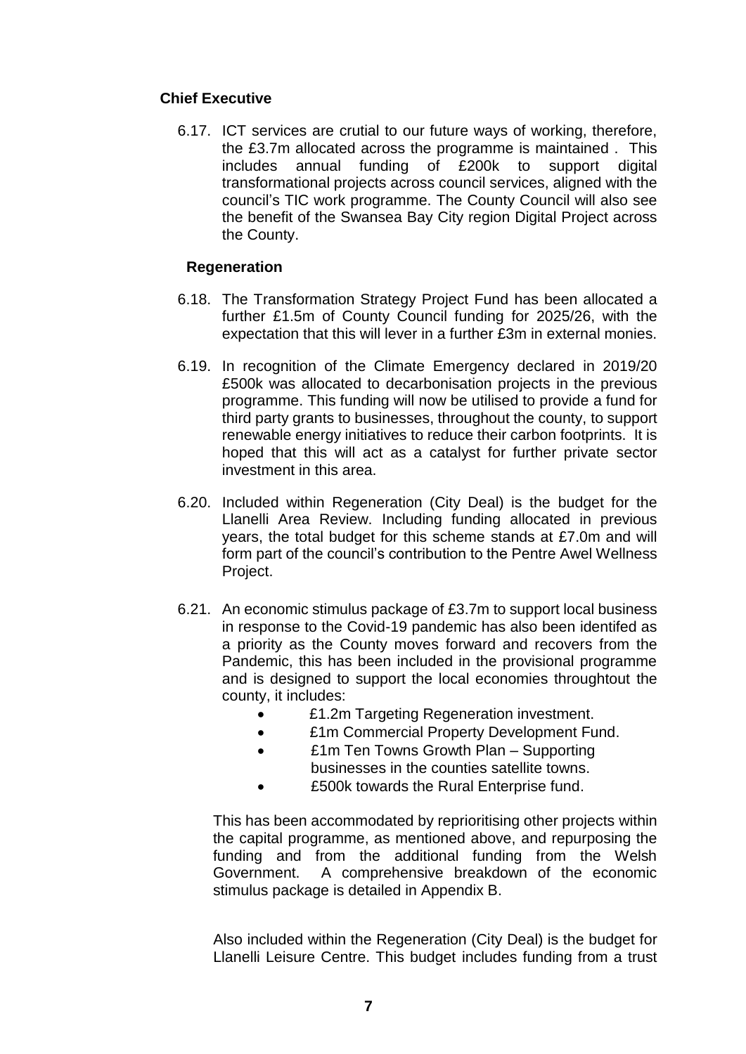### Chief Executive

6.17. ICT services are crutial to our future ways of working, therefore, the £3.7m allocated across the programme is maintained . This includes annual funding of £200k to support digital transformational projects across council services, aligned with the council's TIC work programme. The County Council will also see the benefit of the Swansea Bay City region Digital Project across the County.

### Regeneration

6.18. The Transformation Strategy Project Fund has been allocated a further £1.5m of County Council funding for 2025/26, with the expectation that this will lever in a further £3m in external monies.

6.19. In recognition of the Climate Emergency declared in 2019/20 £500k was allocated to decarbonisation projects in the previous programme. This funding will now be utilised to provide a fund for third party grants to businesses, throughout the county, to support renewable energy initiatives to reduce their carbon footprints. It is hoped that this will act as a catalyst for further private sector investment in this area.

6.20. Included within Regeneration (City Deal) is the budget for the Llanelli Area Review. Including funding allocated in previous years, the total budget for this scheme stands at £7.0m and will form part of the council's contribution to the Pentre Awel Wellness Project.

6.21. An economic stimulus package of £3.7m to support local business in response to the Covid-19 pandemic has also been identifed as a priority as the County moves forward and recovers from the Pandemic, this has been included in the provisional programme and is designed to support the local economies throughtout the county, it includes:

- £1.2m Targeting Regeneration investment.
- £1m Commercial Property Development Fund.
- £1m Ten Towns Growth Plan – Supporting businesses in the counties satellite towns.
- £500k towards the Rural Enterprise fund.

This has been accommodated by reprioritising other projects within the capital programme, as mentioned above, and repurposing the funding and from the additional funding from the Welsh Government. A comprehensive breakdown of the economic stimulus package is detailed in Appendix B.

Also included within the Regeneration (City Deal) is the budget for Llanelli Leisure Centre. This budget includes funding from a trust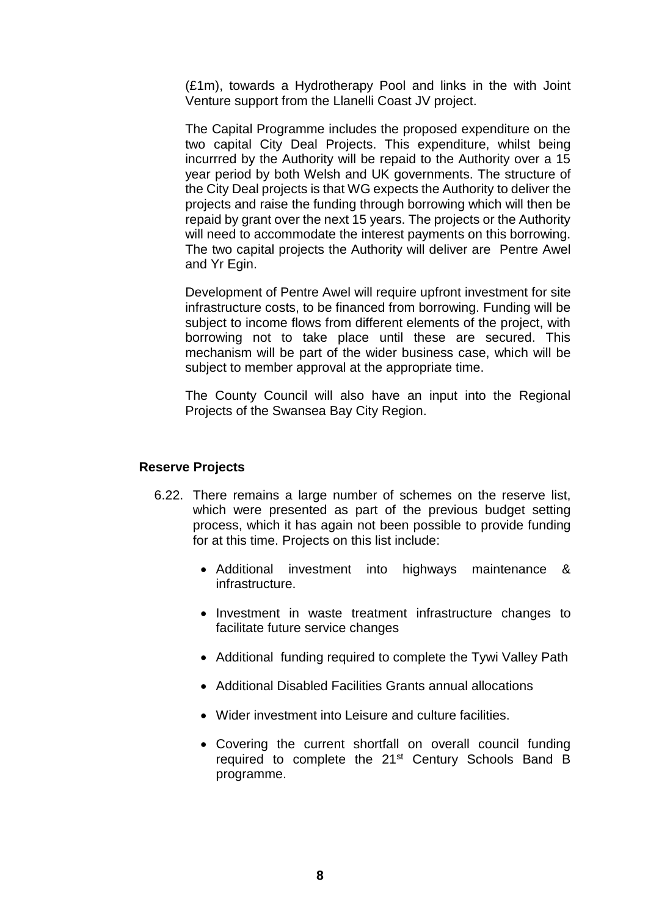(£1m), towards a Hydrotherapy Pool and links in the with Joint Venture support from the Llanelli Coast JV project.

The Capital Programme includes the proposed expenditure on the two capital City Deal Projects. This expenditure, whilst being incurrred by the Authority will be repaid to the Authority over a 15 year period by both Welsh and UK governments. The structure of the City Deal projects is that WG expects the Authority to deliver the projects and raise the funding through borrowing which will then be repaid by grant over the next 15 years. The projects or the Authority will need to accommodate the interest payments on this borrowing. The two capital projects the Authority will deliver are Pentre Awel and Yr Egin.

Development of Pentre Awel will require upfront investment for site infrastructure costs, to be financed from borrowing. Funding will be subject to income flows from different elements of the project, with borrowing not to take place until these are secured. This mechanism will be part of the wider business case, which will be subject to member approval at the appropriate time.

The County Council will also have an input into the Regional Projects of the Swansea Bay City Region.

**Reserve Projects**

6.22. There remains a large number of schemes on the reserve list, which were presented as part of the previous budget setting process, which it has again not been possible to provide funding for at this time. Projects on this list include:

- Additional investment into highways maintenance & infrastructure.
- Investment in waste treatment infrastructure changes to facilitate future service changes
- Additional funding required to complete the Tywi Valley Path
- Additional Disabled Facilities Grants annual allocations
- Wider investment into Leisure and culture facilities.
- Covering the current shortfall on overall council funding required to complete the 21st Century Schools Band B programme.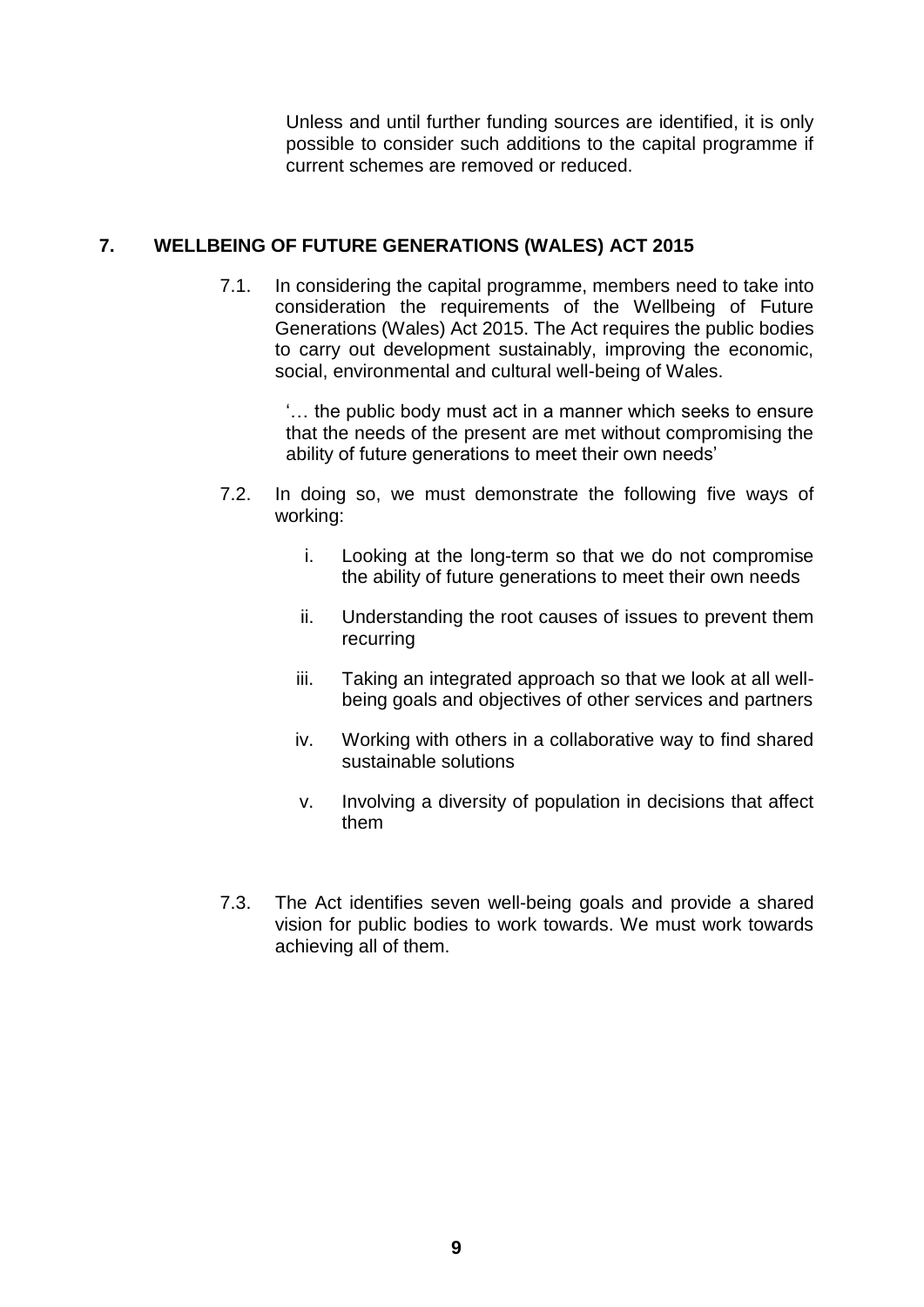Unless and until further funding sources are identified, it is only possible to consider such additions to the capital programme if current schemes are removed or reduced.

## 7. WELLBEING OF FUTURE GENERATIONS (WALES) ACT 2015

7.1. In considering the capital programme, members need to take into consideration the requirements of the Wellbeing of Future Generations (Wales) Act 2015. The Act requires the public bodies to carry out development sustainably, improving the economic, social, environmental and cultural well-being of Wales.

'… the public body must act in a manner which seeks to ensure that the needs of the present are met without compromising the ability of future generations to meet their own needs'

7.2. In doing so, we must demonstrate the following five ways of working:

i. Looking at the long-term so that we do not compromise the ability of future generations to meet their own needs

ii. Understanding the root causes of issues to prevent them recurring

iii. Taking an integrated approach so that we look at all well-being goals and objectives of other services and partners

iv. Working with others in a collaborative way to find shared sustainable solutions

v. Involving a diversity of population in decisions that affect them

7.3. The Act identifies seven well-being goals and provide a shared vision for public bodies to work towards. We must work towards achieving all of them.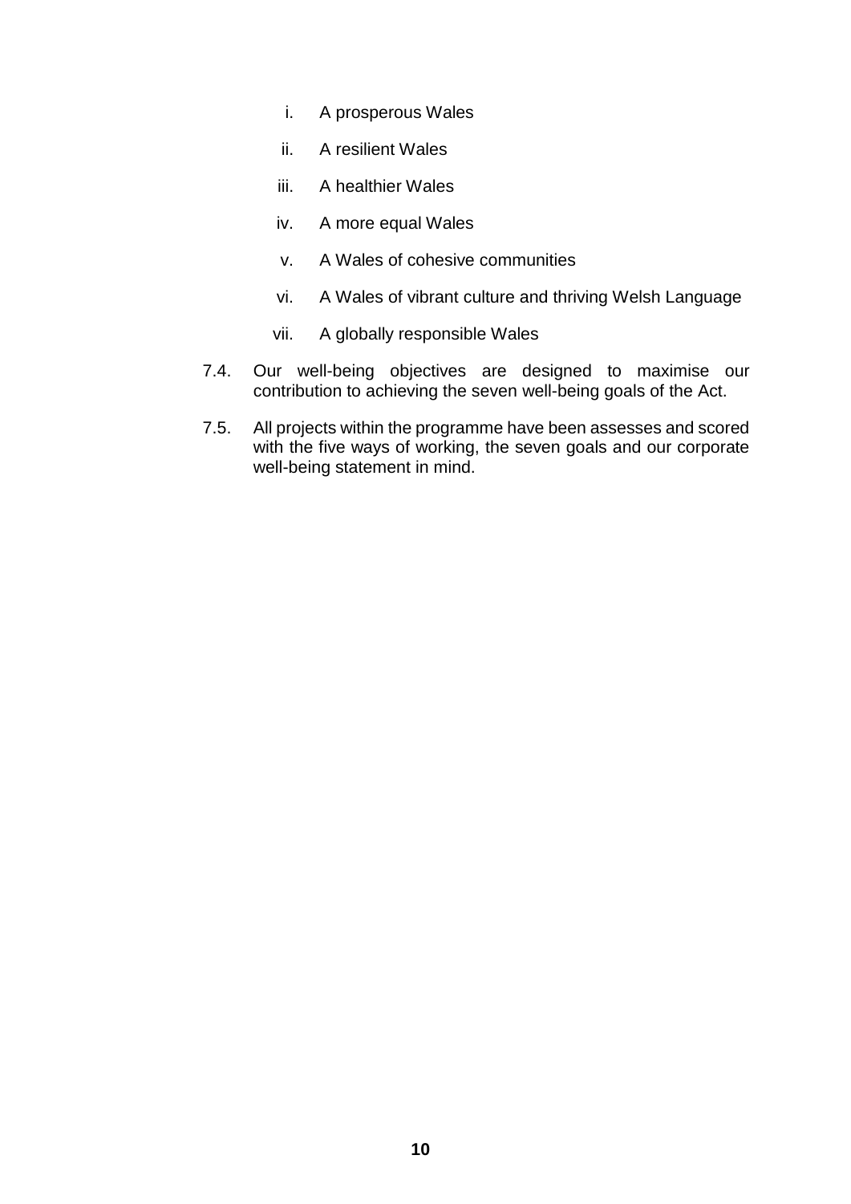i. A prosperous Wales
ii. A resilient Wales
iii. A healthier Wales
iv. A more equal Wales
v. A Wales of cohesive communities
vi. A Wales of vibrant culture and thriving Welsh Language
vii. A globally responsible Wales

7.4. Our well-being objectives are designed to maximise our contribution to achieving the seven well-being goals of the Act.

7.5. All projects within the programme have been assesses and scored with the five ways of working, the seven goals and our corporate well-being statement in mind.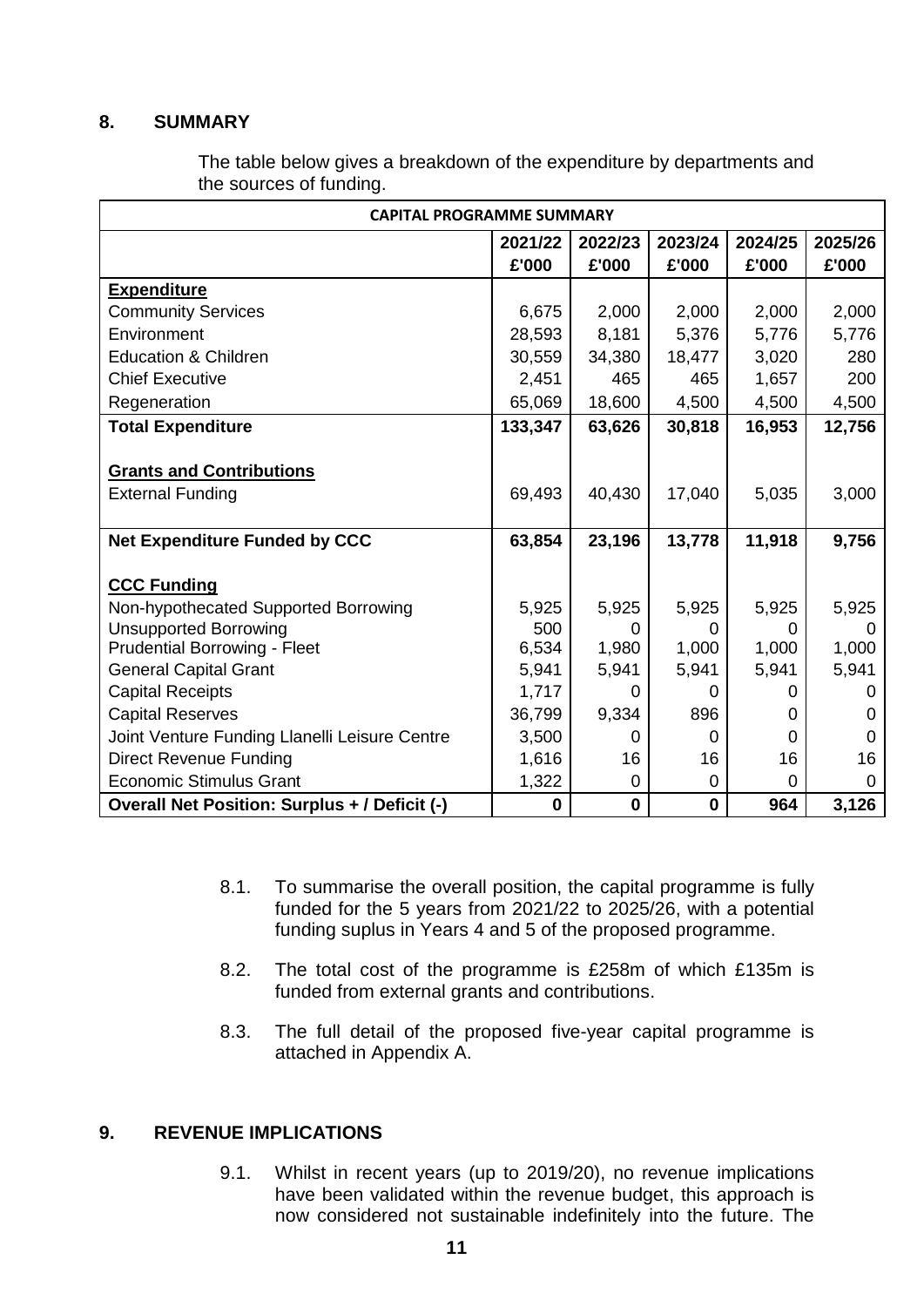## 8. SUMMARY

The table below gives a breakdown of the expenditure by departments and the sources of funding.

| CAPITAL PROGRAMME SUMMARY | | | | | |
|---|---|---|---|---|---|
| | 2021/22 £'000 | 2022/23 £'000 | 2023/24 £'000 | 2024/25 £'000 | 2025/26 £'000 |
| **Expenditure** | | | | | |
| Community Services | 6,675 | 2,000 | 2,000 | 2,000 | 2,000 |
| Environment | 28,593 | 8,181 | 5,376 | 5,776 | 5,776 |
| Education & Children | 30,559 | 34,380 | 18,477 | 3,020 | 280 |
| Chief Executive | 2,451 | 465 | 465 | 1,657 | 200 |
| Regeneration | 65,069 | 18,600 | 4,500 | 4,500 | 4,500 |
| **Total Expenditure** | **133,347** | **63,626** | **30,818** | **16,953** | **12,756** |
| **Grants and Contributions** | | | | | |
| External Funding | 69,493 | 40,430 | 17,040 | 5,035 | 3,000 |
| **Net Expenditure Funded by CCC** | **63,854** | **23,196** | **13,778** | **11,918** | **9,756** |
| **CCC Funding** | | | | | |
| Non-hypothecated Supported Borrowing | 5,925 | 5,925 | 5,925 | 5,925 | 5,925 |
| Unsupported Borrowing | 500 | 0 | 0 | 0 | 0 |
| Prudential Borrowing - Fleet | 6,534 | 1,980 | 1,000 | 1,000 | 1,000 |
| General Capital Grant | 5,941 | 5,941 | 5,941 | 5,941 | 5,941 |
| Capital Receipts | 1,717 | 0 | 0 | 0 | 0 |
| Capital Reserves | 36,799 | 9,334 | 896 | 0 | 0 |
| Joint Venture Funding Llanelli Leisure Centre | 3,500 | 0 | 0 | 0 | 0 |
| Direct Revenue Funding | 1,616 | 16 | 16 | 16 | 16 |
| Economic Stimulus Grant | 1,322 | 0 | 0 | 0 | 0 |
| **Overall Net Position: Surplus + / Deficit (-)** | **0** | **0** | **0** | **964** | **3,126** |

8.1. To summarise the overall position, the capital programme is fully funded for the 5 years from 2021/22 to 2025/26, with a potential funding suplus in Years 4 and 5 of the proposed programme.

8.2. The total cost of the programme is £258m of which £135m is funded from external grants and contributions.

8.3. The full detail of the proposed five-year capital programme is attached in Appendix A.

## 9. REVENUE IMPLICATIONS

9.1. Whilst in recent years (up to 2019/20), no revenue implications have been validated within the revenue budget, this approach is now considered not sustainable indefinitely into the future. The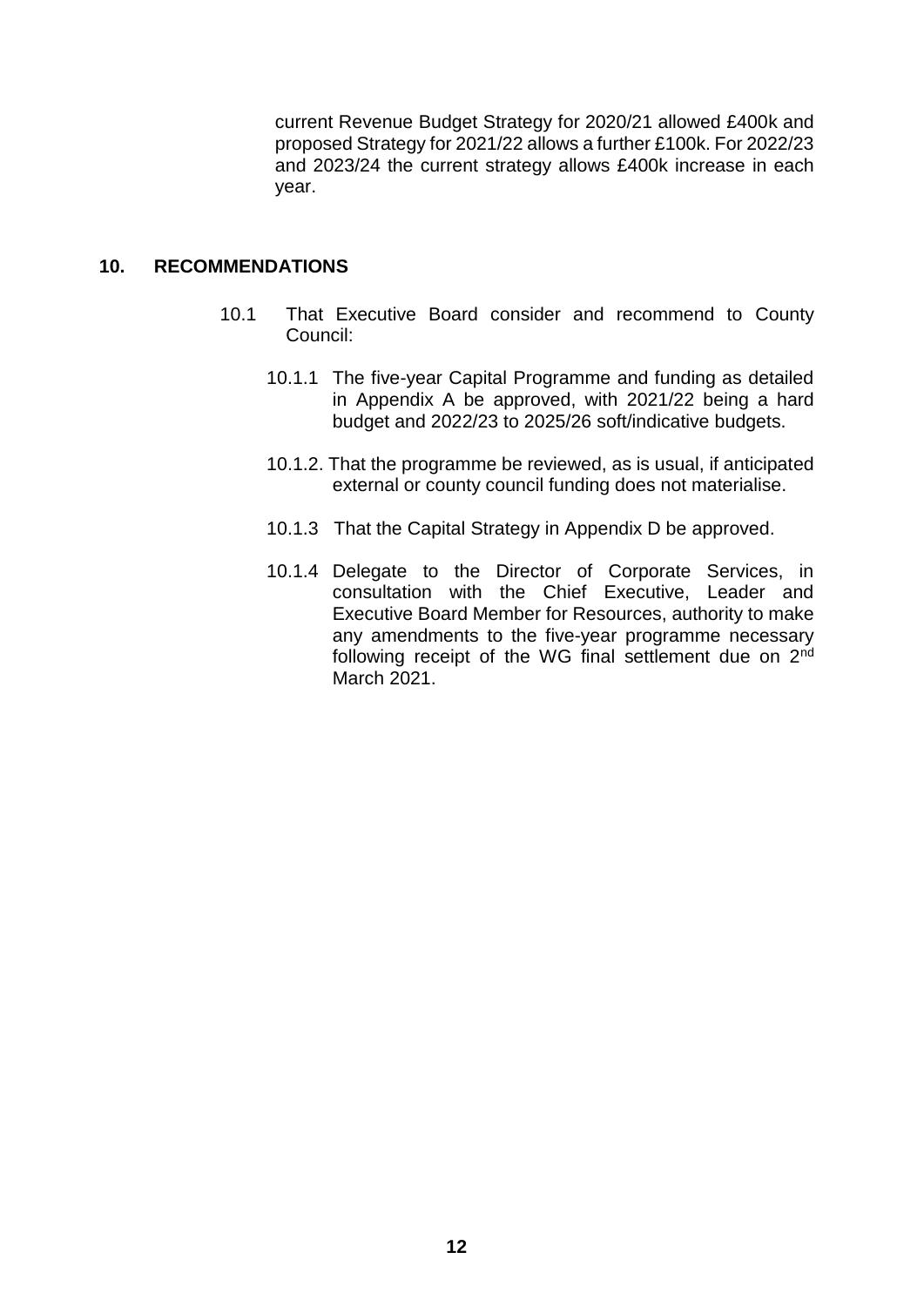current Revenue Budget Strategy for 2020/21 allowed £400k and proposed Strategy for 2021/22 allows a further £100k. For 2022/23 and 2023/24 the current strategy allows £400k increase in each year.

## 10. RECOMMENDATIONS

10.1 That Executive Board consider and recommend to County Council:

10.1.1 The five-year Capital Programme and funding as detailed in Appendix A be approved, with 2021/22 being a hard budget and 2022/23 to 2025/26 soft/indicative budgets.

10.1.2. That the programme be reviewed, as is usual, if anticipated external or county council funding does not materialise.

10.1.3 That the Capital Strategy in Appendix D be approved.

10.1.4 Delegate to the Director of Corporate Services, in consultation with the Chief Executive, Leader and Executive Board Member for Resources, authority to make any amendments to the five-year programme necessary following receipt of the WG final settlement due on 2nd March 2021.